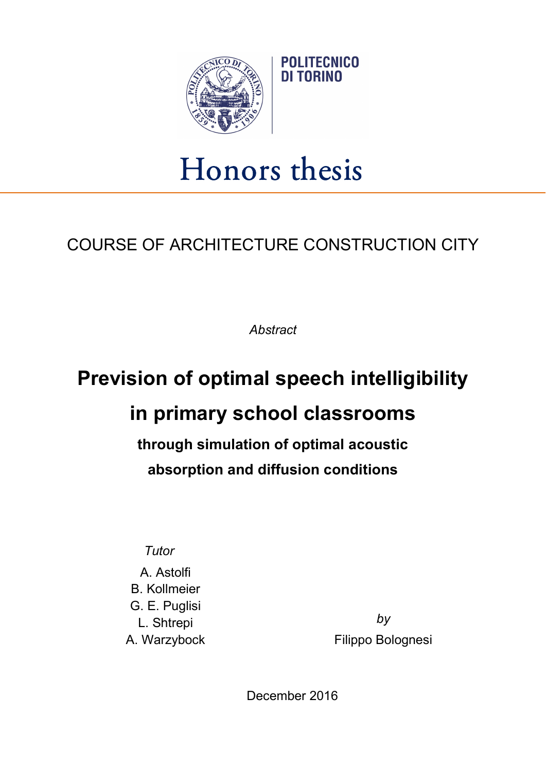POLITECNICO DI TORINO

# Honors thesis

COURSE OF ARCHITECTURE CONSTRUCTION CITY

*Abstract*

## Prevision of optimal speech intelligibility in primary school classrooms

### through simulation of optimal acoustic absorption and diffusion conditions

*Tutor*

A. Astolfi
B. Kollmeier
G. E. Puglisi
L. Shtrepi
A. Warzybock

*by*

Filippo Bolognesi

December 2016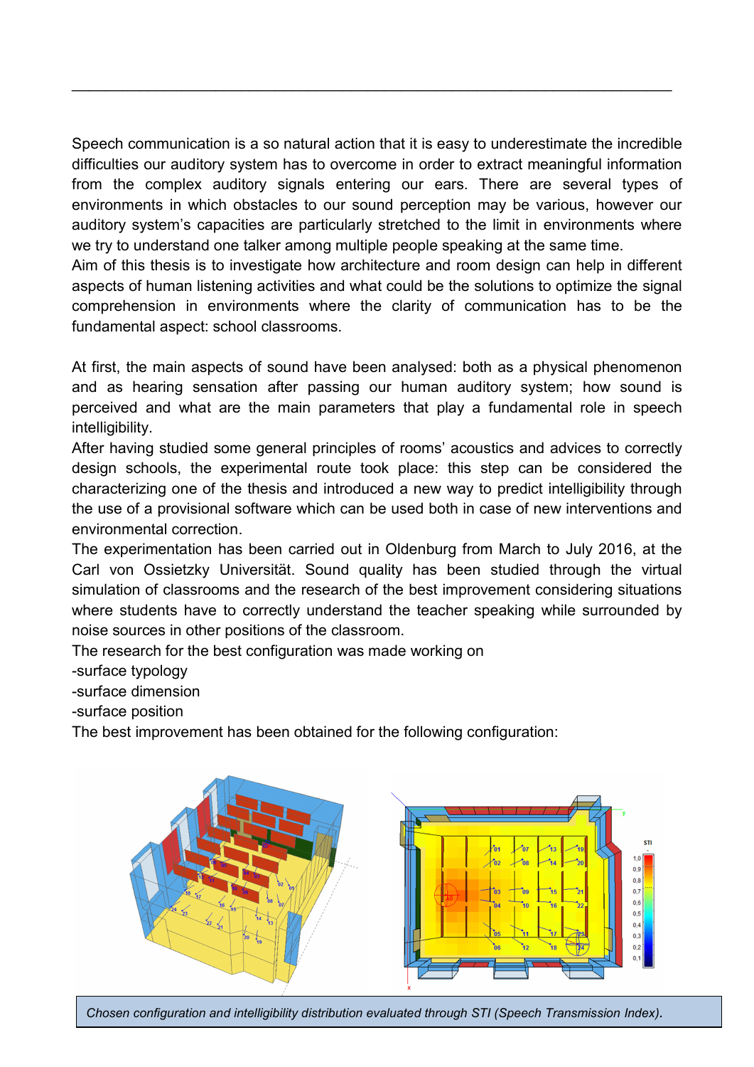Speech communication is a so natural action that it is easy to underestimate the incredible difficulties our auditory system has to overcome in order to extract meaningful information from the complex auditory signals entering our ears. There are several types of environments in which obstacles to our sound perception may be various, however our auditory system's capacities are particularly stretched to the limit in environments where we try to understand one talker among multiple people speaking at the same time.
Aim of this thesis is to investigate how architecture and room design can help in different aspects of human listening activities and what could be the solutions to optimize the signal comprehension in environments where the clarity of communication has to be the fundamental aspect: school classrooms.

At first, the main aspects of sound have been analysed: both as a physical phenomenon and as hearing sensation after passing our human auditory system; how sound is perceived and what are the main parameters that play a fundamental role in speech intelligibility.
After having studied some general principles of rooms' acoustics and advices to correctly design schools, the experimental route took place: this step can be considered the characterizing one of the thesis and introduced a new way to predict intelligibility through the use of a provisional software which can be used both in case of new interventions and environmental correction.
The experimentation has been carried out in Oldenburg from March to July 2016, at the Carl von Ossietzky Universität. Sound quality has been studied through the virtual simulation of classrooms and the research of the best improvement considering situations where students have to correctly understand the teacher speaking while surrounded by noise sources in other positions of the classroom.
The research for the best configuration was made working on
-surface typology
-surface dimension
-surface position
The best improvement has been obtained for the following configuration:

*Chosen configuration and intelligibility distribution evaluated through STI (Speech Transmission Index).*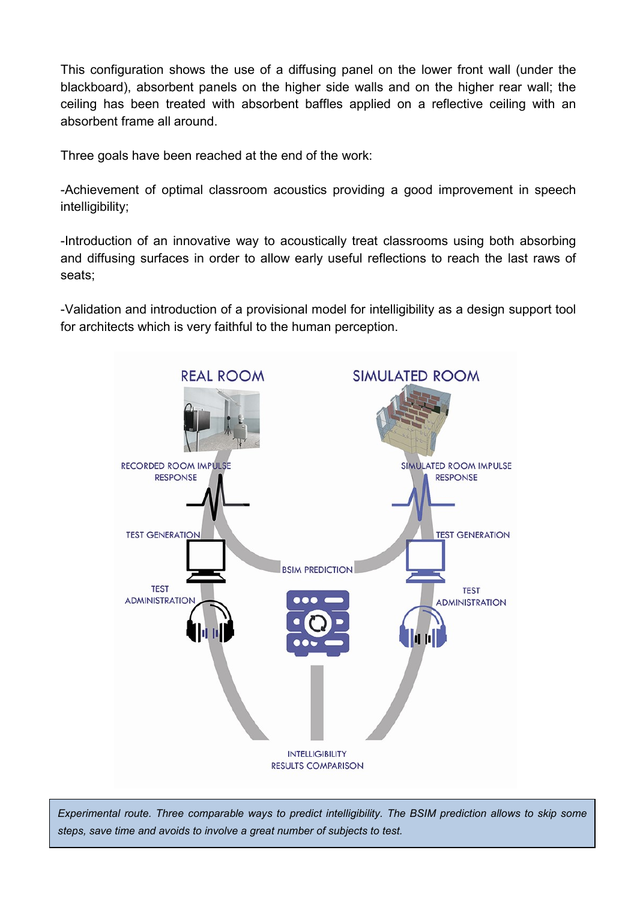This configuration shows the use of a diffusing panel on the lower front wall (under the blackboard), absorbent panels on the higher side walls and on the higher rear wall; the ceiling has been treated with absorbent baffles applied on a reflective ceiling with an absorbent frame all around.

Three goals have been reached at the end of the work:

-Achievement of optimal classroom acoustics providing a good improvement in speech intelligibility;

-Introduction of an innovative way to acoustically treat classrooms using both absorbing and diffusing surfaces in order to allow early useful reflections to reach the last raws of seats;

-Validation and introduction of a provisional model for intelligibility as a design support tool for architects which is very faithful to the human perception.

*Experimental route. Three comparable ways to predict intelligibility. The BSIM prediction allows to skip some steps, save time and avoids to involve a great number of subjects to test.*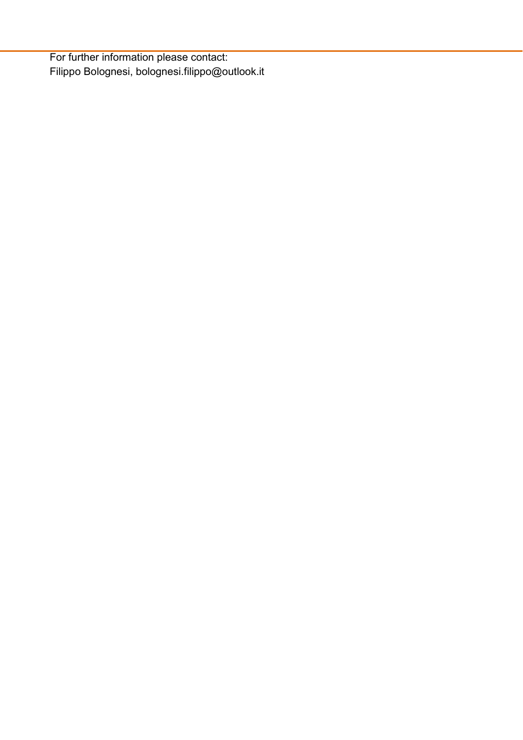For further information please contact:
Filippo Bolognesi, bolognesi.filippo@outlook.it